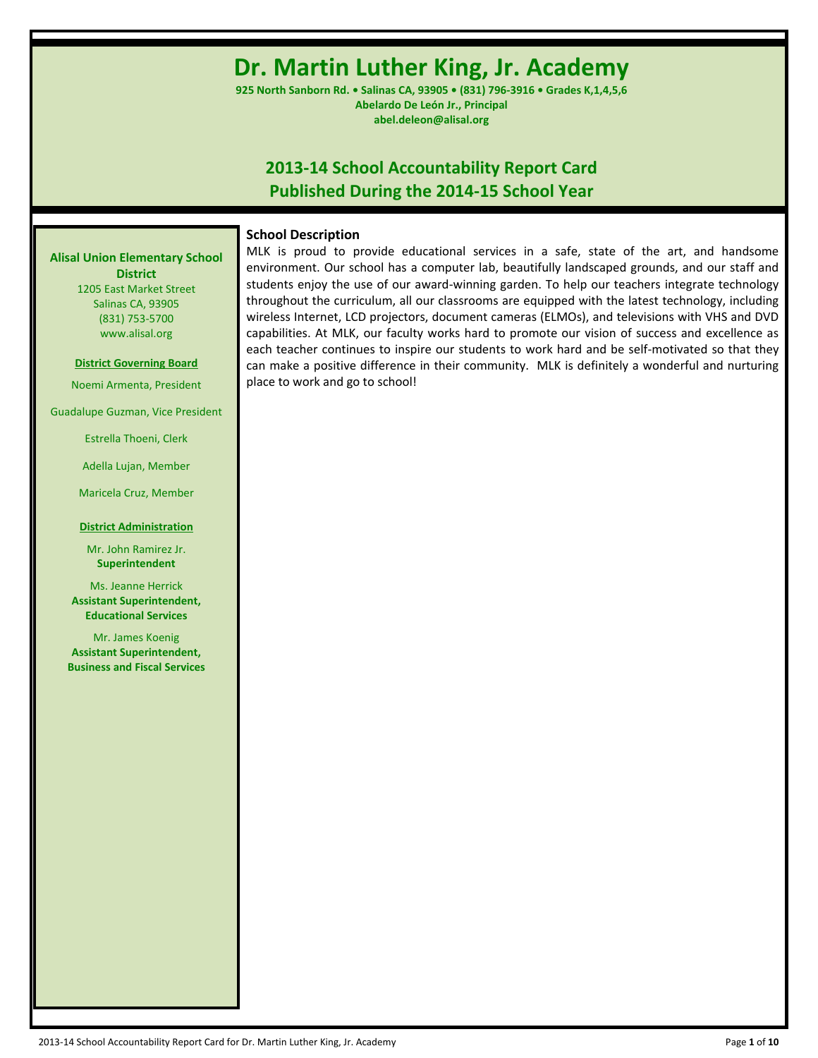# Dr. Martin Luther King, Jr. Academy

**925 North Sanborn Rd. • Salinas CA, 93905 • (831) 796-3916 • Grades K,1,4,5,6**
**Abelardo De León Jr., Principal**
**abel.deleon@alisal.org**

## 2013-14 School Accountability Report Card
## Published During the 2014-15 School Year

**Alisal Union Elementary School District**
1205 East Market Street
Salinas CA, 93905
(831) 753-5700
www.alisal.org

**District Governing Board**

Noemi Armenta, President

Guadalupe Guzman, Vice President

Estrella Thoeni, Clerk

Adella Lujan, Member

Maricela Cruz, Member

**District Administration**

Mr. John Ramirez Jr.
**Superintendent**

Ms. Jeanne Herrick
**Assistant Superintendent, Educational Services**

Mr. James Koenig
**Assistant Superintendent, Business and Fiscal Services**

### School Description

MLK is proud to provide educational services in a safe, state of the art, and handsome environment. Our school has a computer lab, beautifully landscaped grounds, and our staff and students enjoy the use of our award-winning garden. To help our teachers integrate technology throughout the curriculum, all our classrooms are equipped with the latest technology, including wireless Internet, LCD projectors, document cameras (ELMOs), and televisions with VHS and DVD capabilities. At MLK, our faculty works hard to promote our vision of success and excellence as each teacher continues to inspire our students to work hard and be self-motivated so that they can make a positive difference in their community. MLK is definitely a wonderful and nurturing place to work and go to school!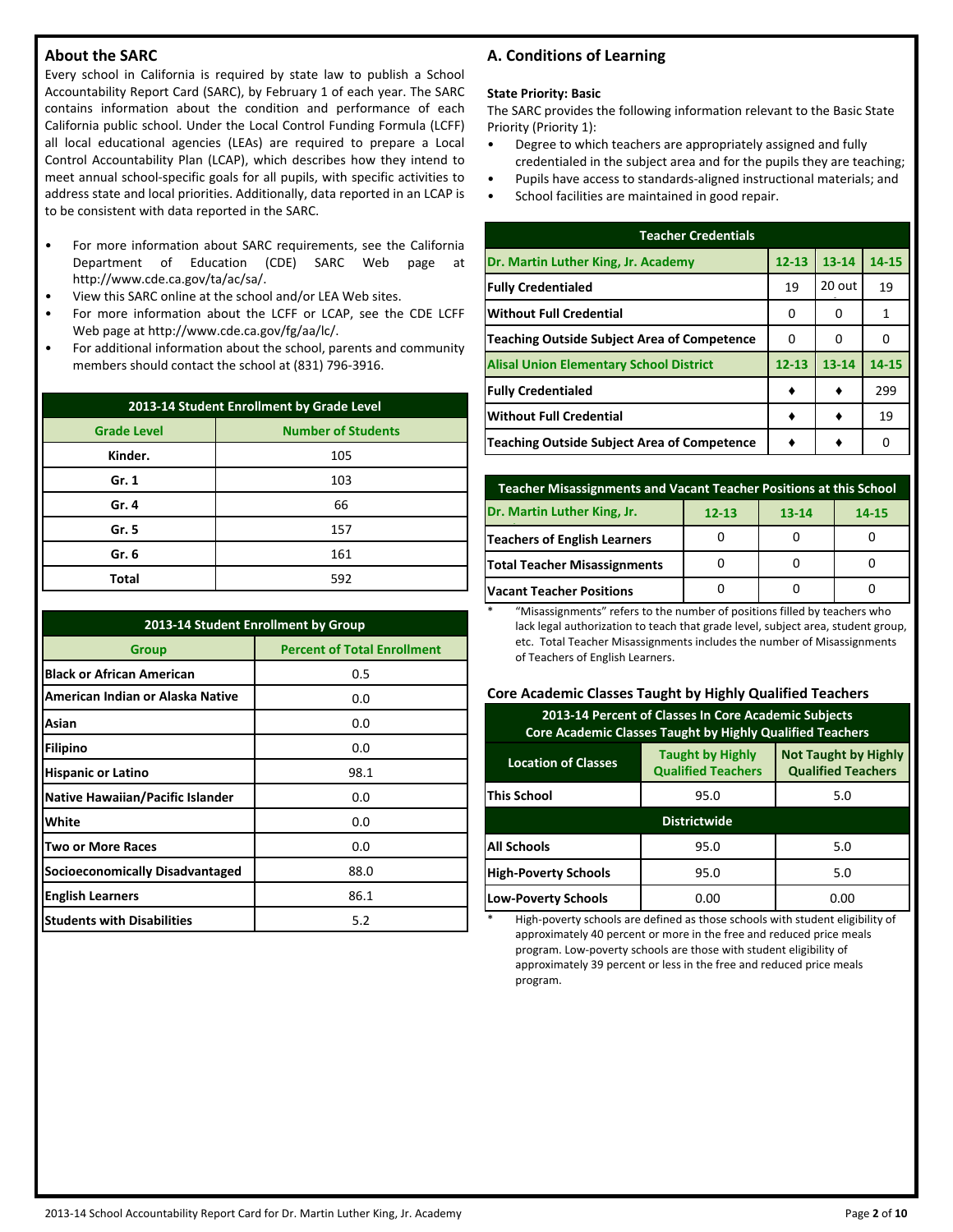## About the SARC

Every school in California is required by state law to publish a School Accountability Report Card (SARC), by February 1 of each year. The SARC contains information about the condition and performance of each California public school. Under the Local Control Funding Formula (LCFF) all local educational agencies (LEAs) are required to prepare a Local Control Accountability Plan (LCAP), which describes how they intend to meet annual school-specific goals for all pupils, with specific activities to address state and local priorities. Additionally, data reported in an LCAP is to be consistent with data reported in the SARC.

- For more information about SARC requirements, see the California Department of Education (CDE) SARC Web page at http://www.cde.ca.gov/ta/ac/sa/.
- View this SARC online at the school and/or LEA Web sites.
- For more information about the LCFF or LCAP, see the CDE LCFF Web page at http://www.cde.ca.gov/fg/aa/lc/.
- For additional information about the school, parents and community members should contact the school at (831) 796-3916.

| 2013-14 Student Enrollment by Grade Level | |
|---|---|
| **Grade Level** | **Number of Students** |
| Kinder. | 105 |
| Gr. 1 | 103 |
| Gr. 4 | 66 |
| Gr. 5 | 157 |
| Gr. 6 | 161 |
| Total | 592 |

| 2013-14 Student Enrollment by Group | |
|---|---|
| **Group** | **Percent of Total Enrollment** |
| Black or African American | 0.5 |
| American Indian or Alaska Native | 0.0 |
| Asian | 0.0 |
| Filipino | 0.0 |
| Hispanic or Latino | 98.1 |
| Native Hawaiian/Pacific Islander | 0.0 |
| White | 0.0 |
| Two or More Races | 0.0 |
| Socioeconomically Disadvantaged | 88.0 |
| English Learners | 86.1 |
| Students with Disabilities | 5.2 |

## A. Conditions of Learning

**State Priority: Basic**

The SARC provides the following information relevant to the Basic State Priority (Priority 1):

- Degree to which teachers are appropriately assigned and fully credentialed in the subject area and for the pupils they are teaching;
- Pupils have access to standards-aligned instructional materials; and
- School facilities are maintained in good repair.

| Teacher Credentials | | | |
|---|---|---|---|
| **Dr. Martin Luther King, Jr. Academy** | **12-13** | **13-14** | **14-15** |
| Fully Credentialed | 19 | 20 out | 19 |
| Without Full Credential | 0 | 0 | 1 |
| Teaching Outside Subject Area of Competence | 0 | 0 | 0 |
| **Alisal Union Elementary School District** | **12-13** | **13-14** | **14-15** |
| Fully Credentialed | ♦ | ♦ | 299 |
| Without Full Credential | ♦ | ♦ | 19 |
| Teaching Outside Subject Area of Competence | ♦ | ♦ | 0 |

| Teacher Misassignments and Vacant Teacher Positions at this School | | | |
|---|---|---|---|
| **Dr. Martin Luther King, Jr.** | **12-13** | **13-14** | **14-15** |
| Teachers of English Learners | 0 | 0 | 0 |
| Total Teacher Misassignments | 0 | 0 | 0 |
| Vacant Teacher Positions | 0 | 0 | 0 |

\* "Misassignments" refers to the number of positions filled by teachers who lack legal authorization to teach that grade level, subject area, student group, etc. Total Teacher Misassignments includes the number of Misassignments of Teachers of English Learners.

### Core Academic Classes Taught by Highly Qualified Teachers

| 2013-14 Percent of Classes In Core Academic Subjects Core Academic Classes Taught by Highly Qualified Teachers | | |
|---|---|---|
| **Location of Classes** | **Taught by Highly Qualified Teachers** | **Not Taught by Highly Qualified Teachers** |
| This School | 95.0 | 5.0 |
| **Districtwide** | | |
| All Schools | 95.0 | 5.0 |
| High-Poverty Schools | 95.0 | 5.0 |
| Low-Poverty Schools | 0.00 | 0.00 |

\* High-poverty schools are defined as those schools with student eligibility of approximately 40 percent or more in the free and reduced price meals program. Low-poverty schools are those with student eligibility of approximately 39 percent or less in the free and reduced price meals program.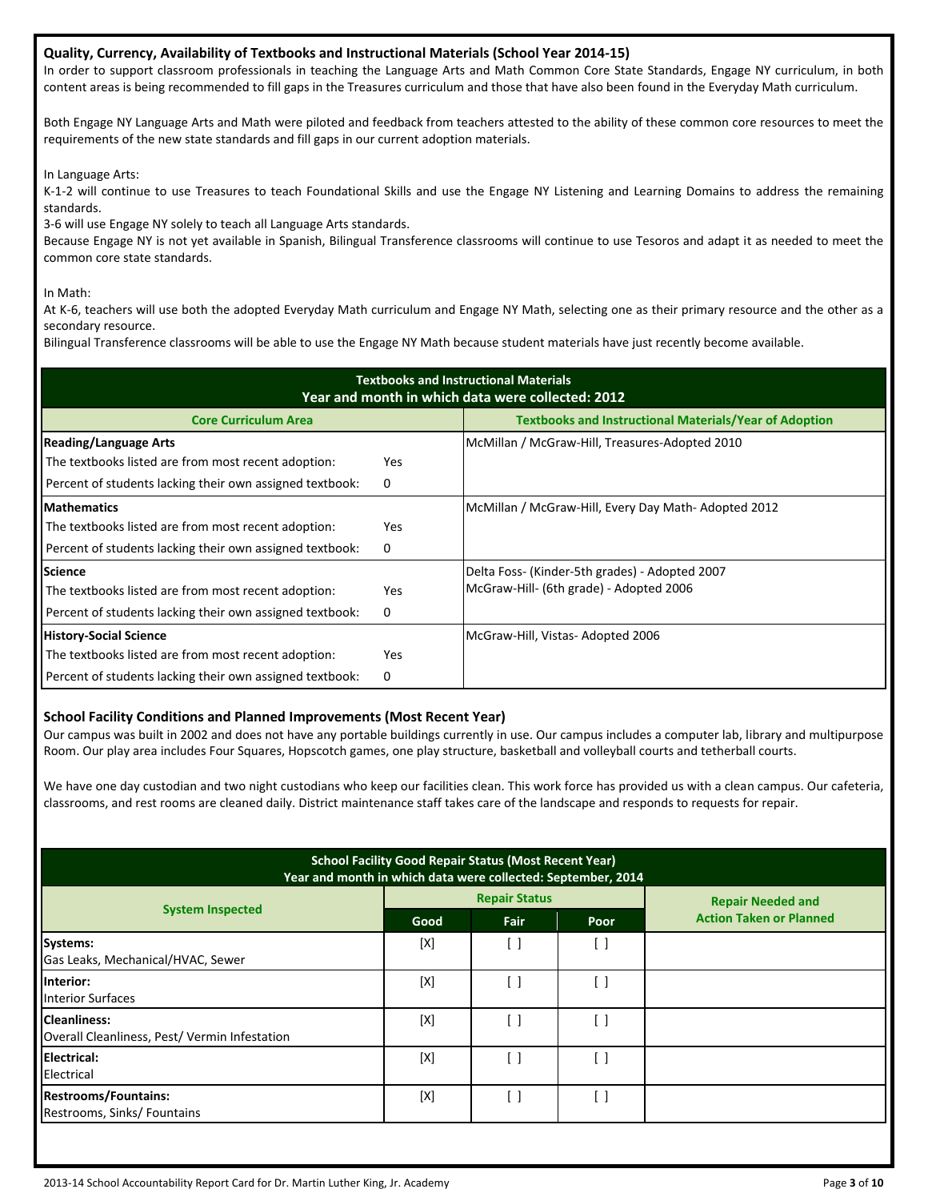### Quality, Currency, Availability of Textbooks and Instructional Materials (School Year 2014-15)

In order to support classroom professionals in teaching the Language Arts and Math Common Core State Standards, Engage NY curriculum, in both content areas is being recommended to fill gaps in the Treasures curriculum and those that have also been found in the Everyday Math curriculum.

Both Engage NY Language Arts and Math were piloted and feedback from teachers attested to the ability of these common core resources to meet the requirements of the new state standards and fill gaps in our current adoption materials.

In Language Arts:

K-1-2 will continue to use Treasures to teach Foundational Skills and use the Engage NY Listening and Learning Domains to address the remaining standards.

3-6 will use Engage NY solely to teach all Language Arts standards.

Because Engage NY is not yet available in Spanish, Bilingual Transference classrooms will continue to use Tesoros and adapt it as needed to meet the common core state standards.

In Math:

At K-6, teachers will use both the adopted Everyday Math curriculum and Engage NY Math, selecting one as their primary resource and the other as a secondary resource.

Bilingual Transference classrooms will be able to use the Engage NY Math because student materials have just recently become available.

**Textbooks and Instructional Materials**
**Year and month in which data were collected: 2012**

| Core Curriculum Area | | Textbooks and Instructional Materials/Year of Adoption |
|---|---|---|
| **Reading/Language Arts** | | McMillan / McGraw-Hill, Treasures-Adopted 2010 |
| The textbooks listed are from most recent adoption: | Yes | |
| Percent of students lacking their own assigned textbook: | 0 | |
| **Mathematics** | | McMillan / McGraw-Hill, Every Day Math- Adopted 2012 |
| The textbooks listed are from most recent adoption: | Yes | |
| Percent of students lacking their own assigned textbook: | 0 | |
| **Science** | | Delta Foss- (Kinder-5th grades) - Adopted 2007 |
| The textbooks listed are from most recent adoption: | Yes | McGraw-Hill- (6th grade) - Adopted 2006 |
| Percent of students lacking their own assigned textbook: | 0 | |
| **History-Social Science** | | McGraw-Hill, Vistas- Adopted 2006 |
| The textbooks listed are from most recent adoption: | Yes | |
| Percent of students lacking their own assigned textbook: | 0 | |

### School Facility Conditions and Planned Improvements (Most Recent Year)

Our campus was built in 2002 and does not have any portable buildings currently in use. Our campus includes a computer lab, library and multipurpose Room. Our play area includes Four Squares, Hopscotch games, one play structure, basketball and volleyball courts and tetherball courts.

We have one day custodian and two night custodians who keep our facilities clean. This work force has provided us with a clean campus. Our cafeteria, classrooms, and rest rooms are cleaned daily. District maintenance staff takes care of the landscape and responds to requests for repair.

**School Facility Good Repair Status (Most Recent Year)**
**Year and month in which data were collected: September, 2014**

| System Inspected | Repair Status | | | Repair Needed and Action Taken or Planned |
|---|---|---|---|---|
| | Good | Fair | Poor | |
| **Systems:** Gas Leaks, Mechanical/HVAC, Sewer | [X] | [ ] | [ ] | |
| **Interior:** Interior Surfaces | [X] | [ ] | [ ] | |
| **Cleanliness:** Overall Cleanliness, Pest/ Vermin Infestation | [X] | [ ] | [ ] | |
| **Electrical:** Electrical | [X] | [ ] | [ ] | |
| **Restrooms/Fountains:** Restrooms, Sinks/ Fountains | [X] | [ ] | [ ] | |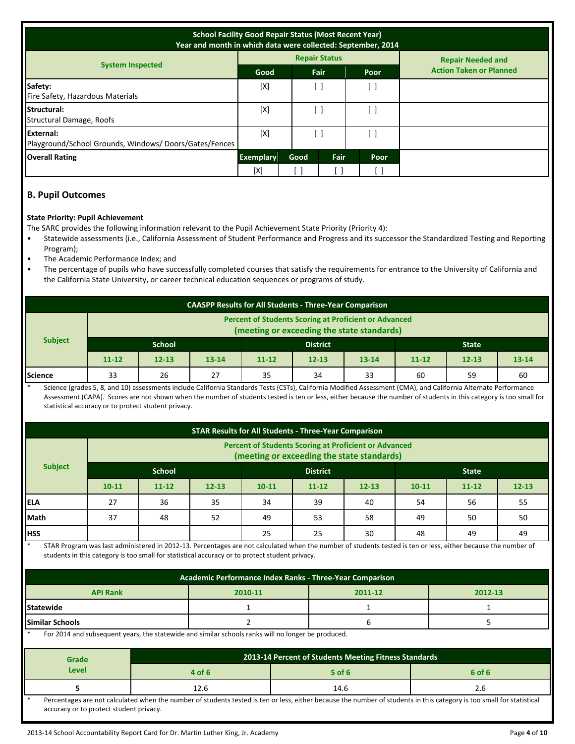| School Facility Good Repair Status (Most Recent Year) Year and month in which data were collected: September, 2014 | | | | | |
|---|---|---|---|---|---|
| System Inspected | Repair Status | | | | Repair Needed and Action Taken or Planned |
| | Good | Fair | | Poor | |
| Safety: Fire Safety, Hazardous Materials | [X] | [ ] | | [ ] | |
| Structural: Structural Damage, Roofs | [X] | [ ] | | [ ] | |
| External: Playground/School Grounds, Windows/ Doors/Gates/Fences | [X] | [ ] | | [ ] | |
| Overall Rating | Exemplary | Good | Fair | Poor | |
| | [X] | [ ] | [ ] | [ ] | |

## B. Pupil Outcomes

**State Priority: Pupil Achievement**

The SARC provides the following information relevant to the Pupil Achievement State Priority (Priority 4):

- Statewide assessments (i.e., California Assessment of Student Performance and Progress and its successor the Standardized Testing and Reporting Program);
- The Academic Performance Index; and
- The percentage of pupils who have successfully completed courses that satisfy the requirements for entrance to the University of California and the California State University, or career technical education sequences or programs of study.

| CAASPP Results for All Students - Three-Year Comparison | | | | | | | | | |
|---|---|---|---|---|---|---|---|---|---|
| Subject | Percent of Students Scoring at Proficient or Advanced (meeting or exceeding the state standards) | | | | | | | | |
| | School | | | District | | | State | | |
| | 11-12 | 12-13 | 13-14 | 11-12 | 12-13 | 13-14 | 11-12 | 12-13 | 13-14 |
| Science | 33 | 26 | 27 | 35 | 34 | 33 | 60 | 59 | 60 |

\* Science (grades 5, 8, and 10) assessments include California Standards Tests (CSTs), California Modified Assessment (CMA), and California Alternate Performance Assessment (CAPA). Scores are not shown when the number of students tested is ten or less, either because the number of students in this category is too small for statistical accuracy or to protect student privacy.

| STAR Results for All Students - Three-Year Comparison | | | | | | | | | |
|---|---|---|---|---|---|---|---|---|---|
| Subject | Percent of Students Scoring at Proficient or Advanced (meeting or exceeding the state standards) | | | | | | | | |
| | School | | | District | | | State | | |
| | 10-11 | 11-12 | 12-13 | 10-11 | 11-12 | 12-13 | 10-11 | 11-12 | 12-13 |
| ELA | 27 | 36 | 35 | 34 | 39 | 40 | 54 | 56 | 55 |
| Math | 37 | 48 | 52 | 49 | 53 | 58 | 49 | 50 | 50 |
| HSS | | | | 25 | 25 | 30 | 48 | 49 | 49 |

\* STAR Program was last administered in 2012-13. Percentages are not calculated when the number of students tested is ten or less, either because the number of students in this category is too small for statistical accuracy or to protect student privacy.

| Academic Performance Index Ranks - Three-Year Comparison | | | |
|---|---|---|---|
| API Rank | 2010-11 | 2011-12 | 2012-13 |
| Statewide | 1 | 1 | 1 |
| Similar Schools | 2 | 6 | 5 |

\* For 2014 and subsequent years, the statewide and similar schools ranks will no longer be produced.

| Grade Level | 2013-14 Percent of Students Meeting Fitness Standards | | |
|---|---|---|---|
| | 4 of 6 | 5 of 6 | 6 of 6 |
| 5 | 12.6 | 14.6 | 2.6 |

\* Percentages are not calculated when the number of students tested is ten or less, either because the number of students in this category is too small for statistical accuracy or to protect student privacy.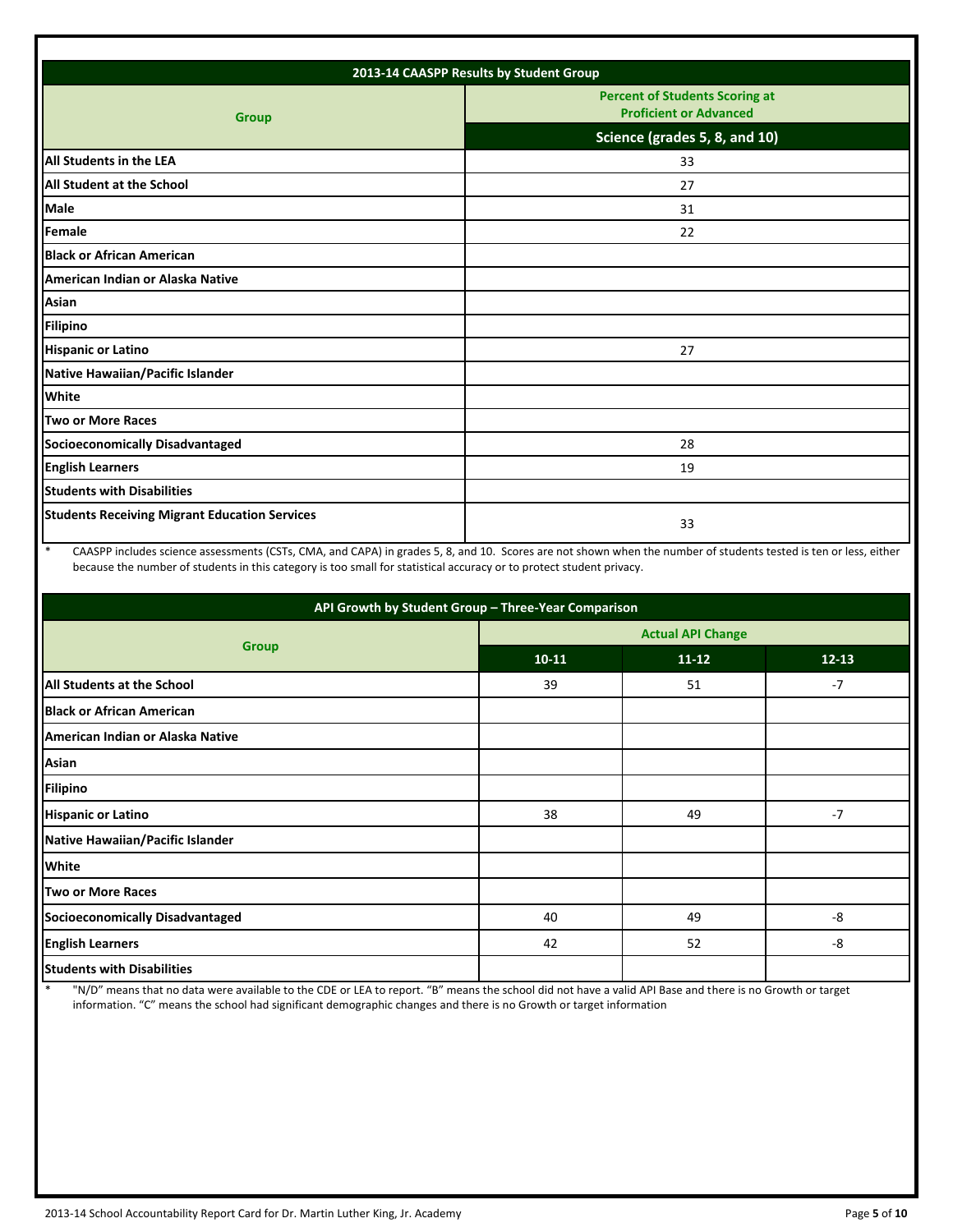| 2013-14 CAASPP Results by Student Group | |
|---|---|
| **Group** | **Percent of Students Scoring at Proficient or Advanced** |
| | **Science (grades 5, 8, and 10)** |
| **All Students in the LEA** | 33 |
| **All Student at the School** | 27 |
| **Male** | 31 |
| **Female** | 22 |
| **Black or African American** | |
| **American Indian or Alaska Native** | |
| **Asian** | |
| **Filipino** | |
| **Hispanic or Latino** | 27 |
| **Native Hawaiian/Pacific Islander** | |
| **White** | |
| **Two or More Races** | |
| **Socioeconomically Disadvantaged** | 28 |
| **English Learners** | 19 |
| **Students with Disabilities** | |
| **Students Receiving Migrant Education Services** | 33 |

\* CAASPP includes science assessments (CSTs, CMA, and CAPA) in grades 5, 8, and 10. Scores are not shown when the number of students tested is ten or less, either because the number of students in this category is too small for statistical accuracy or to protect student privacy.

| API Growth by Student Group – Three-Year Comparison | | | |
|---|---|---|---|
| **Group** | **Actual API Change** | | |
| | **10-11** | **11-12** | **12-13** |
| **All Students at the School** | 39 | 51 | -7 |
| **Black or African American** | | | |
| **American Indian or Alaska Native** | | | |
| **Asian** | | | |
| **Filipino** | | | |
| **Hispanic or Latino** | 38 | 49 | -7 |
| **Native Hawaiian/Pacific Islander** | | | |
| **White** | | | |
| **Two or More Races** | | | |
| **Socioeconomically Disadvantaged** | 40 | 49 | -8 |
| **English Learners** | 42 | 52 | -8 |
| **Students with Disabilities** | | | |

\* "N/D" means that no data were available to the CDE or LEA to report. "B" means the school did not have a valid API Base and there is no Growth or target information. "C" means the school had significant demographic changes and there is no Growth or target information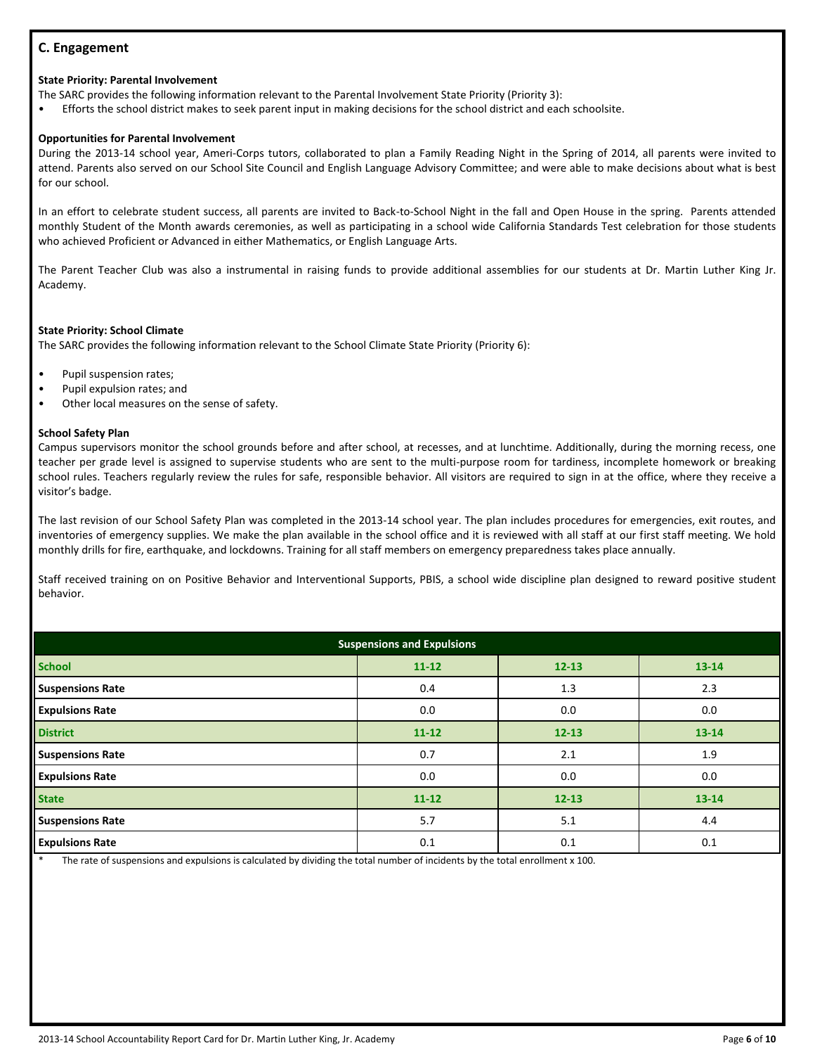## C. Engagement

**State Priority: Parental Involvement**

The SARC provides the following information relevant to the Parental Involvement State Priority (Priority 3):

- Efforts the school district makes to seek parent input in making decisions for the school district and each schoolsite.

**Opportunities for Parental Involvement**

During the 2013-14 school year, Ameri-Corps tutors, collaborated to plan a Family Reading Night in the Spring of 2014, all parents were invited to attend. Parents also served on our School Site Council and English Language Advisory Committee; and were able to make decisions about what is best for our school.

In an effort to celebrate student success, all parents are invited to Back-to-School Night in the fall and Open House in the spring. Parents attended monthly Student of the Month awards ceremonies, as well as participating in a school wide California Standards Test celebration for those students who achieved Proficient or Advanced in either Mathematics, or English Language Arts.

The Parent Teacher Club was also a instrumental in raising funds to provide additional assemblies for our students at Dr. Martin Luther King Jr. Academy.

**State Priority: School Climate**

The SARC provides the following information relevant to the School Climate State Priority (Priority 6):

- Pupil suspension rates;
- Pupil expulsion rates; and
- Other local measures on the sense of safety.

**School Safety Plan**

Campus supervisors monitor the school grounds before and after school, at recesses, and at lunchtime. Additionally, during the morning recess, one teacher per grade level is assigned to supervise students who are sent to the multi-purpose room for tardiness, incomplete homework or breaking school rules. Teachers regularly review the rules for safe, responsible behavior. All visitors are required to sign in at the office, where they receive a visitor's badge.

The last revision of our School Safety Plan was completed in the 2013-14 school year. The plan includes procedures for emergencies, exit routes, and inventories of emergency supplies. We make the plan available in the school office and it is reviewed with all staff at our first staff meeting. We hold monthly drills for fire, earthquake, and lockdowns. Training for all staff members on emergency preparedness takes place annually.

Staff received training on on Positive Behavior and Interventional Supports, PBIS, a school wide discipline plan designed to reward positive student behavior.

| Suspensions and Expulsions | | | |
|---|---|---|---|
| **School** | **11-12** | **12-13** | **13-14** |
| **Suspensions Rate** | 0.4 | 1.3 | 2.3 |
| **Expulsions Rate** | 0.0 | 0.0 | 0.0 |
| **District** | **11-12** | **12-13** | **13-14** |
| **Suspensions Rate** | 0.7 | 2.1 | 1.9 |
| **Expulsions Rate** | 0.0 | 0.0 | 0.0 |
| **State** | **11-12** | **12-13** | **13-14** |
| **Suspensions Rate** | 5.7 | 5.1 | 4.4 |
| **Expulsions Rate** | 0.1 | 0.1 | 0.1 |

\* The rate of suspensions and expulsions is calculated by dividing the total number of incidents by the total enrollment x 100.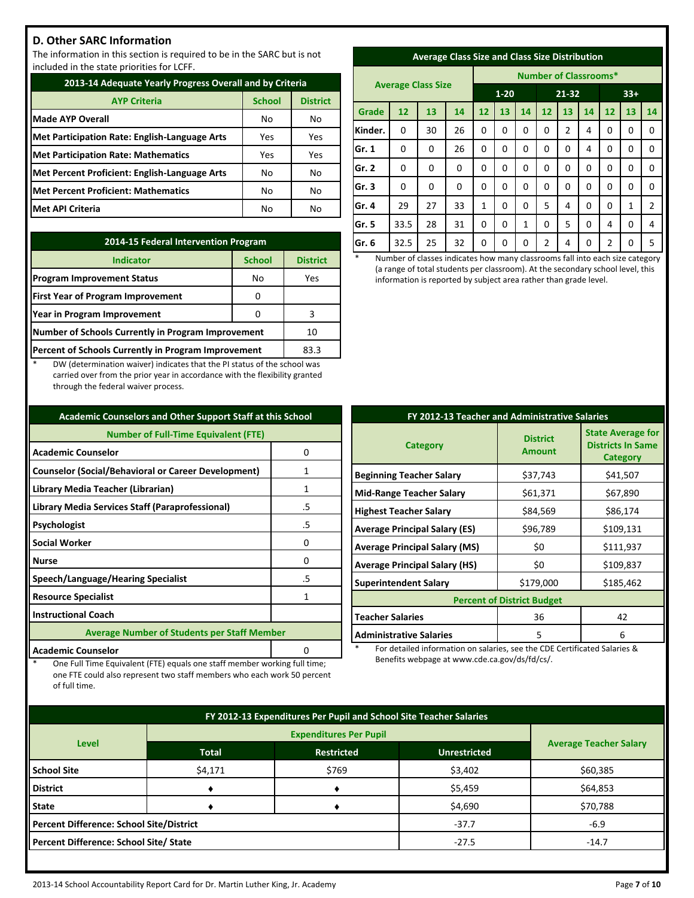## D. Other SARC Information

The information in this section is required to be in the SARC but is not included in the state priorities for LCFF.

| 2013-14 Adequate Yearly Progress Overall and by Criteria | | |
|---|---|---|
| **AYP Criteria** | **School** | **District** |
| **Made AYP Overall** | No | No |
| **Met Participation Rate: English-Language Arts** | Yes | Yes |
| **Met Participation Rate: Mathematics** | Yes | Yes |
| **Met Percent Proficient: English-Language Arts** | No | No |
| **Met Percent Proficient: Mathematics** | No | No |
| **Met API Criteria** | No | No |

| 2014-15 Federal Intervention Program | | |
|---|---|---|
| **Indicator** | **School** | **District** |
| **Program Improvement Status** | No | Yes |
| **First Year of Program Improvement** | 0 | |
| **Year in Program Improvement** | 0 | 3 |
| **Number of Schools Currently in Program Improvement** | | 10 |
| **Percent of Schools Currently in Program Improvement** | | 83.3 |

\* DW (determination waiver) indicates that the PI status of the school was carried over from the prior year in accordance with the flexibility granted through the federal waiver process.

| Average Class Size and Class Size Distribution | | | | | | | | | | | | |
|---|---|---|---|---|---|---|---|---|---|---|---|---|
| **Average Class Size** | | | | **Number of Classrooms*** | | | | | | | | |
| | | | | **1-20** | | | **21-32** | | | **33+** | | |
| **Grade** | **12** | **13** | **14** | **12** | **13** | **14** | **12** | **13** | **14** | **12** | **13** | **14** |
| **Kinder.** | 0 | 30 | 26 | 0 | 0 | 0 | 0 | 2 | 4 | 0 | 0 | 0 |
| **Gr. 1** | 0 | 0 | 26 | 0 | 0 | 0 | 0 | 0 | 4 | 0 | 0 | 0 |
| **Gr. 2** | 0 | 0 | 0 | 0 | 0 | 0 | 0 | 0 | 0 | 0 | 0 | 0 |
| **Gr. 3** | 0 | 0 | 0 | 0 | 0 | 0 | 0 | 0 | 0 | 0 | 0 | 0 |
| **Gr. 4** | 29 | 27 | 33 | 1 | 0 | 0 | 5 | 4 | 0 | 0 | 1 | 2 |
| **Gr. 5** | 33.5 | 28 | 31 | 0 | 0 | 1 | 0 | 5 | 0 | 4 | 0 | 4 |
| **Gr. 6** | 32.5 | 25 | 32 | 0 | 0 | 0 | 2 | 4 | 0 | 2 | 0 | 5 |

\* Number of classes indicates how many classrooms fall into each size category (a range of total students per classroom). At the secondary school level, this information is reported by subject area rather than grade level.

| Academic Counselors and Other Support Staff at this School | |
|---|---|
| **Number of Full-Time Equivalent (FTE)** | |
| **Academic Counselor** | 0 |
| **Counselor (Social/Behavioral or Career Development)** | 1 |
| **Library Media Teacher (Librarian)** | 1 |
| **Library Media Services Staff (Paraprofessional)** | .5 |
| **Psychologist** | .5 |
| **Social Worker** | 0 |
| **Nurse** | 0 |
| **Speech/Language/Hearing Specialist** | .5 |
| **Resource Specialist** | 1 |
| **Instructional Coach** | |
| **Average Number of Students per Staff Member** | |
| **Academic Counselor** | 0 |

\* One Full Time Equivalent (FTE) equals one staff member working full time; one FTE could also represent two staff members who each work 50 percent of full time.

| FY 2012-13 Teacher and Administrative Salaries | | |
|---|---|---|
| **Category** | **District Amount** | **State Average for Districts In Same Category** |
| **Beginning Teacher Salary** | $37,743 | $41,507 |
| **Mid-Range Teacher Salary** | $61,371 | $67,890 |
| **Highest Teacher Salary** | $84,569 | $86,174 |
| **Average Principal Salary (ES)** | $96,789 | $109,131 |
| **Average Principal Salary (MS)** | $0 | $111,937 |
| **Average Principal Salary (HS)** | $0 | $109,837 |
| **Superintendent Salary** | $179,000 | $185,462 |
| **Percent of District Budget** | | |
| **Teacher Salaries** | 36 | 42 |
| **Administrative Salaries** | 5 | 6 |

\* For detailed information on salaries, see the CDE Certificated Salaries & Benefits webpage at www.cde.ca.gov/ds/fd/cs/.

| FY 2012-13 Expenditures Per Pupil and School Site Teacher Salaries | | | | |
|---|---|---|---|---|
| **Level** | **Expenditures Per Pupil** | | | **Average Teacher Salary** |
| | **Total** | **Restricted** | **Unrestricted** | |
| **School Site** | $4,171 | $769 | $3,402 | $60,385 |
| **District** | ♦ | ♦ | $5,459 | $64,853 |
| **State** | ♦ | ♦ | $4,690 | $70,788 |
| **Percent Difference: School Site/District** | | | -37.7 | -6.9 |
| **Percent Difference: School Site/ State** | | | -27.5 | -14.7 |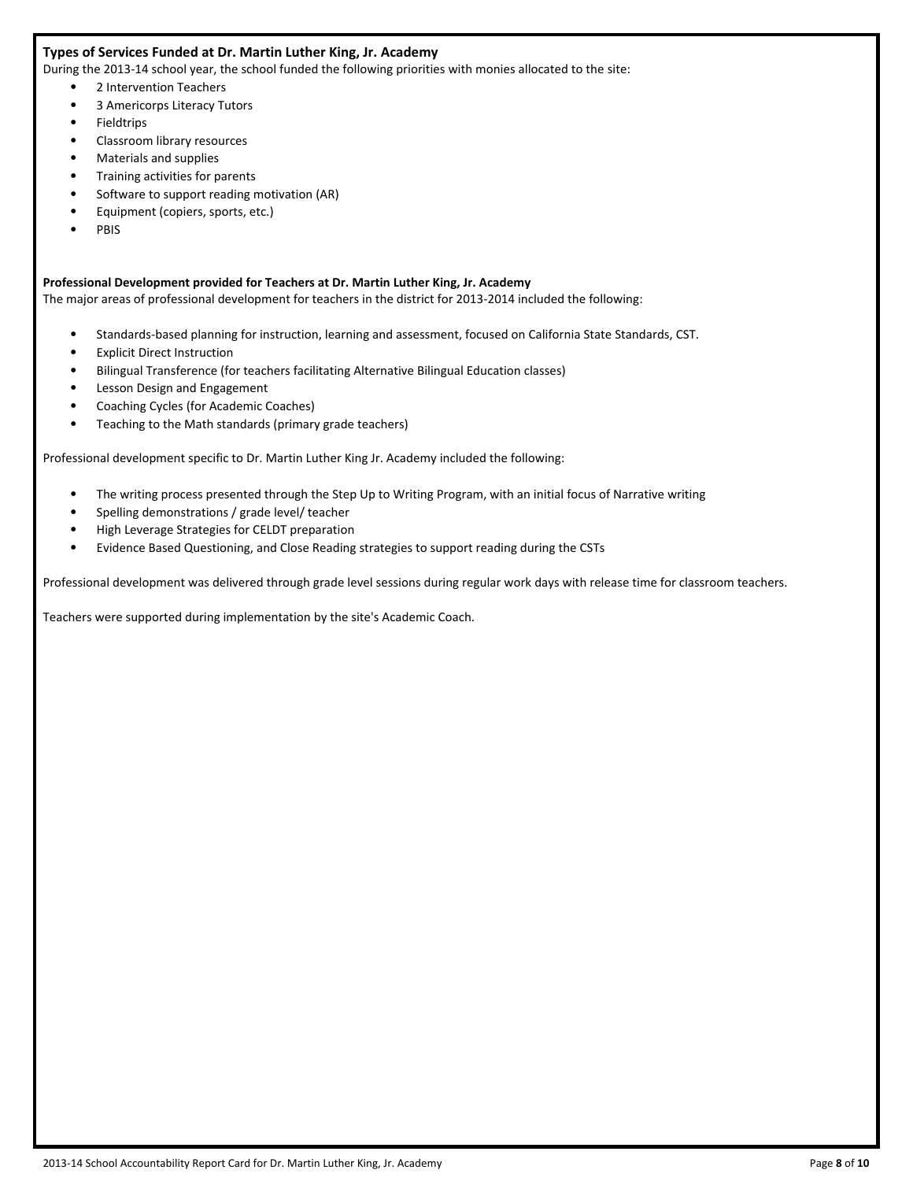### Types of Services Funded at Dr. Martin Luther King, Jr. Academy

During the 2013-14 school year, the school funded the following priorities with monies allocated to the site:

- 2 Intervention Teachers
- 3 Americorps Literacy Tutors
- Fieldtrips
- Classroom library resources
- Materials and supplies
- Training activities for parents
- Software to support reading motivation (AR)
- Equipment (copiers, sports, etc.)
- PBIS

### Professional Development provided for Teachers at Dr. Martin Luther King, Jr. Academy

The major areas of professional development for teachers in the district for 2013-2014 included the following:

- Standards-based planning for instruction, learning and assessment, focused on California State Standards, CST.
- Explicit Direct Instruction
- Bilingual Transference (for teachers facilitating Alternative Bilingual Education classes)
- Lesson Design and Engagement
- Coaching Cycles (for Academic Coaches)
- Teaching to the Math standards (primary grade teachers)

Professional development specific to Dr. Martin Luther King Jr. Academy included the following:

- The writing process presented through the Step Up to Writing Program, with an initial focus of Narrative writing
- Spelling demonstrations / grade level/ teacher
- High Leverage Strategies for CELDT preparation
- Evidence Based Questioning, and Close Reading strategies to support reading during the CSTs

Professional development was delivered through grade level sessions during regular work days with release time for classroom teachers.

Teachers were supported during implementation by the site's Academic Coach.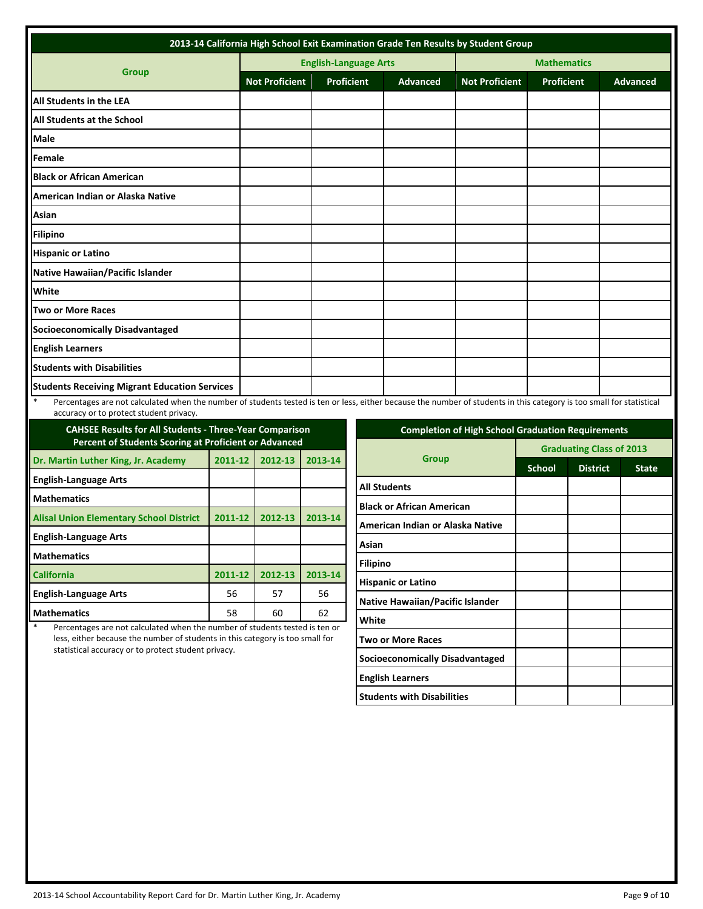## 2013-14 California High School Exit Examination Grade Ten Results by Student Group

| Group | English-Language Arts | | | Mathematics | | |
|---|---|---|---|---|---|---|
| | Not Proficient | Proficient | Advanced | Not Proficient | Proficient | Advanced |
| All Students in the LEA | | | | | | |
| All Students at the School | | | | | | |
| Male | | | | | | |
| Female | | | | | | |
| Black or African American | | | | | | |
| American Indian or Alaska Native | | | | | | |
| Asian | | | | | | |
| Filipino | | | | | | |
| Hispanic or Latino | | | | | | |
| Native Hawaiian/Pacific Islander | | | | | | |
| White | | | | | | |
| Two or More Races | | | | | | |
| Socioeconomically Disadvantaged | | | | | | |
| English Learners | | | | | | |
| Students with Disabilities | | | | | | |
| Students Receiving Migrant Education Services | | | | | | |

\* Percentages are not calculated when the number of students tested is ten or less, either because the number of students in this category is too small for statistical accuracy or to protect student privacy.

## CAHSEE Results for All Students - Three-Year Comparison Percent of Students Scoring at Proficient or Advanced

| Dr. Martin Luther King, Jr. Academy | 2011-12 | 2012-13 | 2013-14 |
|---|---|---|---|
| English-Language Arts | | | |
| Mathematics | | | |
| **Alisal Union Elementary School District** | **2011-12** | **2012-13** | **2013-14** |
| English-Language Arts | | | |
| Mathematics | | | |
| **California** | **2011-12** | **2012-13** | **2013-14** |
| English-Language Arts | 56 | 57 | 56 |
| Mathematics | 58 | 60 | 62 |

\* Percentages are not calculated when the number of students tested is ten or less, either because the number of students in this category is too small for statistical accuracy or to protect student privacy.

## Completion of High School Graduation Requirements

| Group | Graduating Class of 2013 | | |
|---|---|---|---|
| | School | District | State |
| All Students | | | |
| Black or African American | | | |
| American Indian or Alaska Native | | | |
| Asian | | | |
| Filipino | | | |
| Hispanic or Latino | | | |
| Native Hawaiian/Pacific Islander | | | |
| White | | | |
| Two or More Races | | | |
| Socioeconomically Disadvantaged | | | |
| English Learners | | | |
| Students with Disabilities | | | |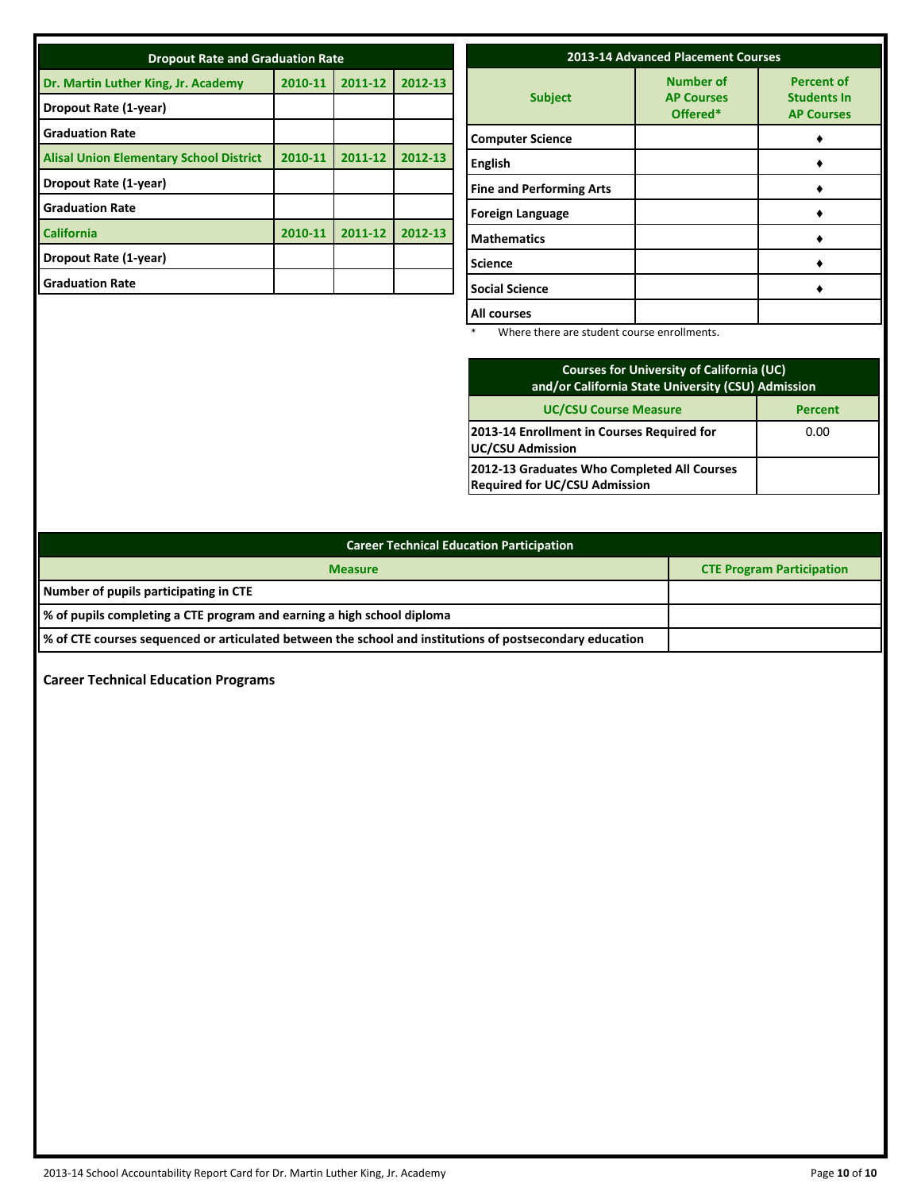| Dropout Rate and Graduation Rate | | | |
|---|---|---|---|
| **Dr. Martin Luther King, Jr. Academy** | **2010-11** | **2011-12** | **2012-13** |
| Dropout Rate (1-year) | | | |
| Graduation Rate | | | |
| **Alisal Union Elementary School District** | **2010-11** | **2011-12** | **2012-13** |
| Dropout Rate (1-year) | | | |
| Graduation Rate | | | |
| **California** | **2010-11** | **2011-12** | **2012-13** |
| Dropout Rate (1-year) | | | |
| Graduation Rate | | | |

**2013-14 Advanced Placement Courses**

| Subject | Number of AP Courses Offered* | Percent of Students In AP Courses |
|---|---|---|
| Computer Science | | ♦ |
| English | | ♦ |
| Fine and Performing Arts | | ♦ |
| Foreign Language | | ♦ |
| Mathematics | | ♦ |
| Science | | ♦ |
| Social Science | | ♦ |
| All courses | | |

\* Where there are student course enrollments.

**Courses for University of California (UC) and/or California State University (CSU) Admission**

| UC/CSU Course Measure | Percent |
|---|---|
| 2013-14 Enrollment in Courses Required for UC/CSU Admission | 0.00 |
| 2012-13 Graduates Who Completed All Courses Required for UC/CSU Admission | |

**Career Technical Education Participation**

| Measure | CTE Program Participation |
|---|---|
| Number of pupils participating in CTE | |
| % of pupils completing a CTE program and earning a high school diploma | |
| % of CTE courses sequenced or articulated between the school and institutions of postsecondary education | |

**Career Technical Education Programs**